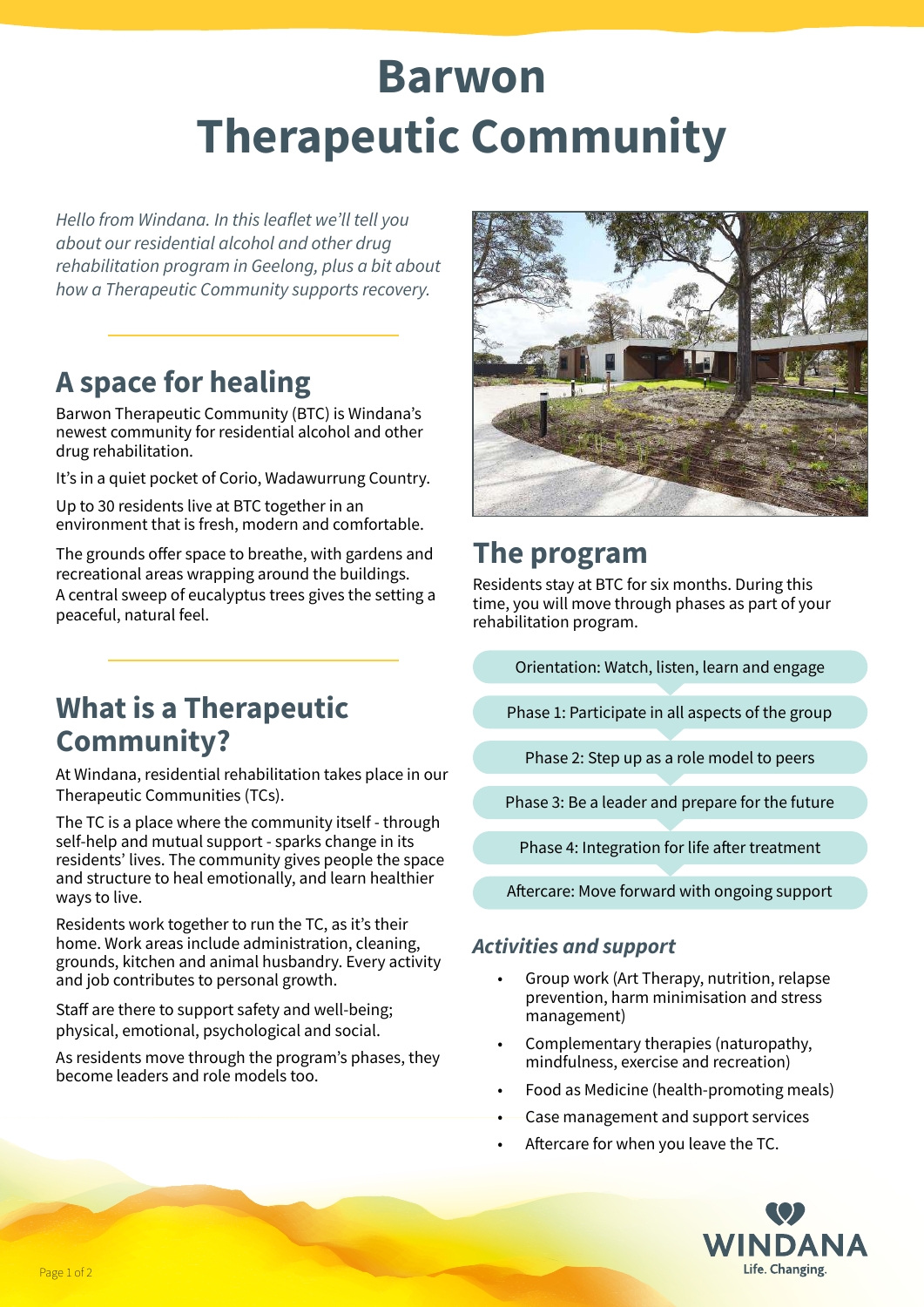# Barwon Therapeutic Community

*Hello from Windana. In this leaflet we'll tell you about our residential alcohol and other drug rehabilitation program in Geelong, plus a bit about how a Therapeutic Community supports recovery.*

## A space for healing

Barwon Therapeutic Community (BTC) is Windana's newest community for residential alcohol and other drug rehabilitation.

It's in a quiet pocket of Corio, Wadawurrung Country.

Up to 30 residents live at BTC together in an environment that is fresh, modern and comfortable.

The grounds offer space to breathe, with gardens and recreational areas wrapping around the buildings. A central sweep of eucalyptus trees gives the setting a peaceful, natural feel.

## What is a Therapeutic Community?

At Windana, residential rehabilitation takes place in our Therapeutic Communities (TCs).

The TC is a place where the community itself - through self-help and mutual support - sparks change in its residents' lives. The community gives people the space and structure to heal emotionally, and learn healthier ways to live.

Residents work together to run the TC, as it's their home. Work areas include administration, cleaning, grounds, kitchen and animal husbandry. Every activity and job contributes to personal growth.

Staff are there to support safety and well-being; physical, emotional, psychological and social.

As residents move through the program's phases, they become leaders and role models too.

## The program

Residents stay at BTC for six months. During this time, you will move through phases as part of your rehabilitation program.

- Orientation: Watch, listen, learn and engage
- Phase 1: Participate in all aspects of the group
- Phase 2: Step up as a role model to peers
- Phase 3: Be a leader and prepare for the future
- Phase 4: Integration for life after treatment
- Aftercare: Move forward with ongoing support

### *Activities and support*

- Group work (Art Therapy, nutrition, relapse prevention, harm minimisation and stress management)
- Complementary therapies (naturopathy, mindfulness, exercise and recreation)
- Food as Medicine (health-promoting meals)
- Case management and support services
- Aftercare for when you leave the TC.

WINDANA
Life. Changing.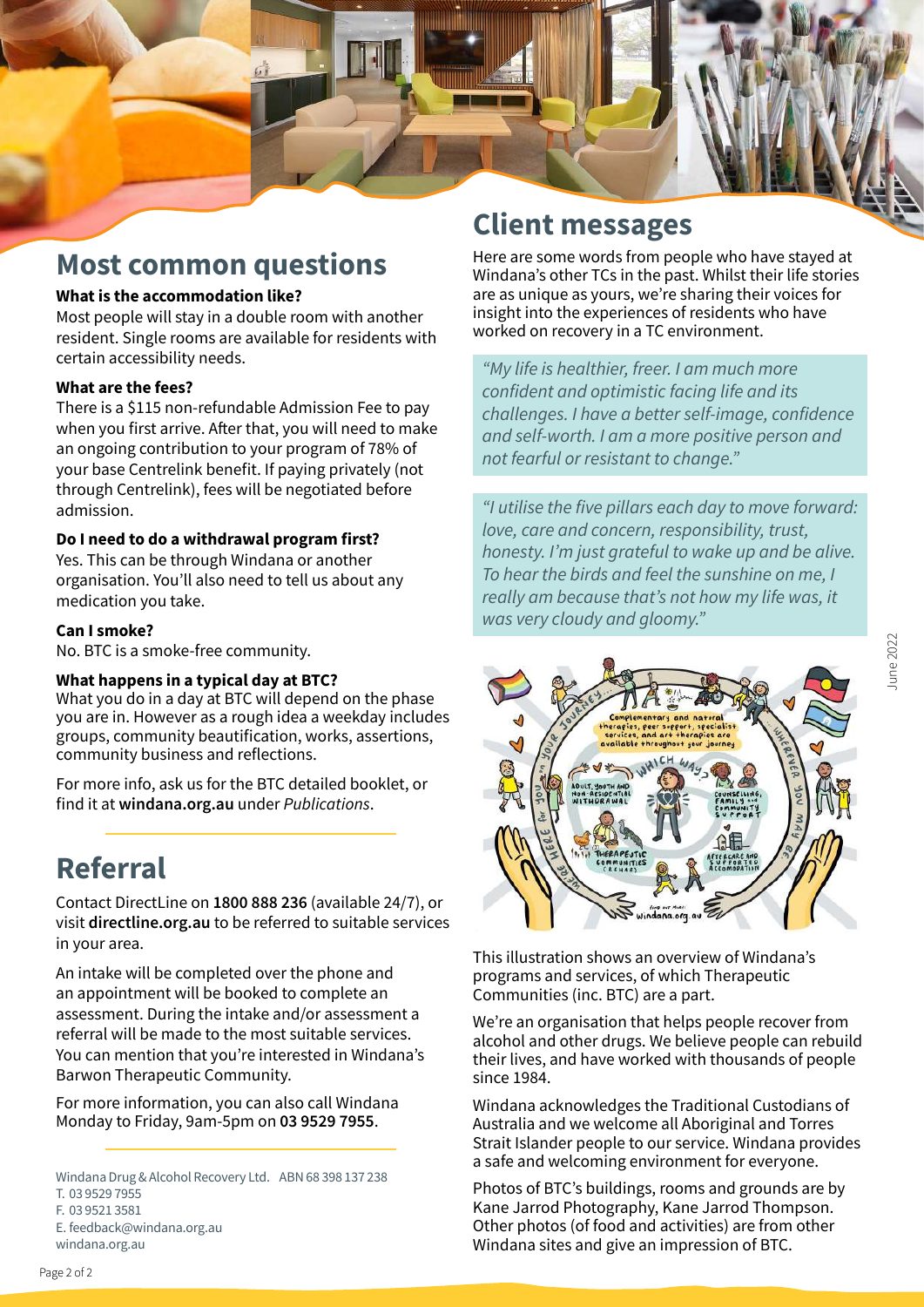## Most common questions

**What is the accommodation like?**
Most people will stay in a double room with another resident. Single rooms are available for residents with certain accessibility needs.

**What are the fees?**
There is a $115 non-refundable Admission Fee to pay when you first arrive. After that, you will need to make an ongoing contribution to your program of 78% of your base Centrelink benefit. If paying privately (not through Centrelink), fees will be negotiated before admission.

**Do I need to do a withdrawal program first?**
Yes. This can be through Windana or another organisation. You'll also need to tell us about any medication you take.

**Can I smoke?**
No. BTC is a smoke-free community.

**What happens in a typical day at BTC?**
What you do in a day at BTC will depend on the phase you are in. However as a rough idea a weekday includes groups, community beautification, works, assertions, community business and reflections.

For more info, ask us for the BTC detailed booklet, or find it at **windana.org.au** under *Publications*.

## Referral

Contact DirectLine on **1800 888 236** (available 24/7), or visit **directline.org.au** to be referred to suitable services in your area.

An intake will be completed over the phone and an appointment will be booked to complete an assessment. During the intake and/or assessment a referral will be made to the most suitable services. You can mention that you're interested in Windana's Barwon Therapeutic Community.

For more information, you can also call Windana Monday to Friday, 9am-5pm on **03 9529 7955**.

Windana Drug & Alcohol Recovery Ltd. ABN 68 398 137 238
T. 03 9529 7955
F. 03 9521 3581
E. feedback@windana.org.au
windana.org.au

## Client messages

Here are some words from people who have stayed at Windana's other TCs in the past. Whilst their life stories are as unique as yours, we're sharing their voices for insight into the experiences of residents who have worked on recovery in a TC environment.

*"My life is healthier, freer. I am much more confident and optimistic facing life and its challenges. I have a better self-image, confidence and self-worth. I am a more positive person and not fearful or resistant to change."*

*"I utilise the five pillars each day to move forward: love, care and concern, responsibility, trust, honesty. I'm just grateful to wake up and be alive. To hear the birds and feel the sunshine on me, I really am because that's not how my life was, it was very cloudy and gloomy."*

This illustration shows an overview of Windana's programs and services, of which Therapeutic Communities (inc. BTC) are a part.

We're an organisation that helps people recover from alcohol and other drugs. We believe people can rebuild their lives, and have worked with thousands of people since 1984.

Windana acknowledges the Traditional Custodians of Australia and we welcome all Aboriginal and Torres Strait Islander people to our service. Windana provides a safe and welcoming environment for everyone.

Photos of BTC's buildings, rooms and grounds are by Kane Jarrod Photography, Kane Jarrod Thompson. Other photos (of food and activities) are from other Windana sites and give an impression of BTC.

June 2022